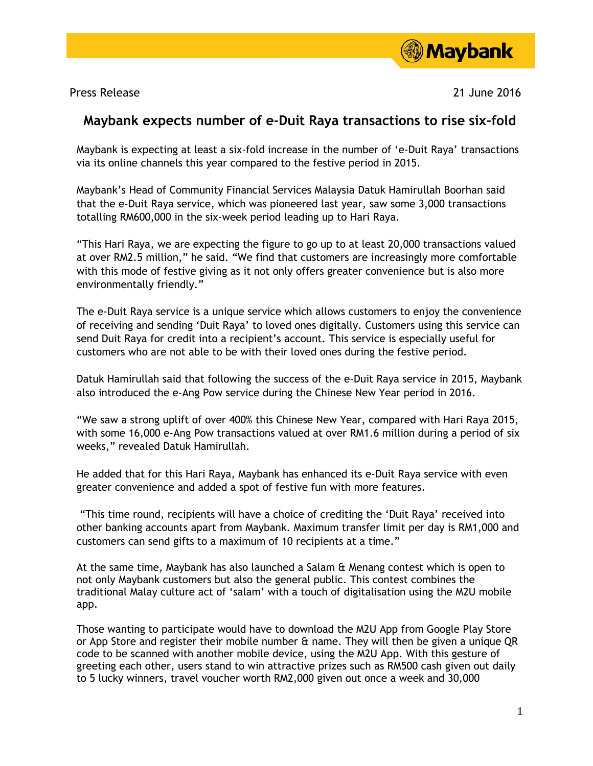Press Release

21 June 2016

# Maybank expects number of e-Duit Raya transactions to rise six-fold

Maybank is expecting at least a six-fold increase in the number of 'e-Duit Raya' transactions via its online channels this year compared to the festive period in 2015.

Maybank's Head of Community Financial Services Malaysia Datuk Hamirullah Boorhan said that the e-Duit Raya service, which was pioneered last year, saw some 3,000 transactions totalling RM600,000 in the six-week period leading up to Hari Raya.

"This Hari Raya, we are expecting the figure to go up to at least 20,000 transactions valued at over RM2.5 million," he said. "We find that customers are increasingly more comfortable with this mode of festive giving as it not only offers greater convenience but is also more environmentally friendly."

The e-Duit Raya service is a unique service which allows customers to enjoy the convenience of receiving and sending 'Duit Raya' to loved ones digitally. Customers using this service can send Duit Raya for credit into a recipient's account. This service is especially useful for customers who are not able to be with their loved ones during the festive period.

Datuk Hamirullah said that following the success of the e-Duit Raya service in 2015, Maybank also introduced the e-Ang Pow service during the Chinese New Year period in 2016.

"We saw a strong uplift of over 400% this Chinese New Year, compared with Hari Raya 2015, with some 16,000 e-Ang Pow transactions valued at over RM1.6 million during a period of six weeks," revealed Datuk Hamirullah.

He added that for this Hari Raya, Maybank has enhanced its e-Duit Raya service with even greater convenience and added a spot of festive fun with more features.

"This time round, recipients will have a choice of crediting the 'Duit Raya' received into other banking accounts apart from Maybank. Maximum transfer limit per day is RM1,000 and customers can send gifts to a maximum of 10 recipients at a time."

At the same time, Maybank has also launched a Salam & Menang contest which is open to not only Maybank customers but also the general public. This contest combines the traditional Malay culture act of 'salam' with a touch of digitalisation using the M2U mobile app.

Those wanting to participate would have to download the M2U App from Google Play Store or App Store and register their mobile number & name. They will then be given a unique QR code to be scanned with another mobile device, using the M2U App. With this gesture of greeting each other, users stand to win attractive prizes such as RM500 cash given out daily to 5 lucky winners, travel voucher worth RM2,000 given out once a week and 30,000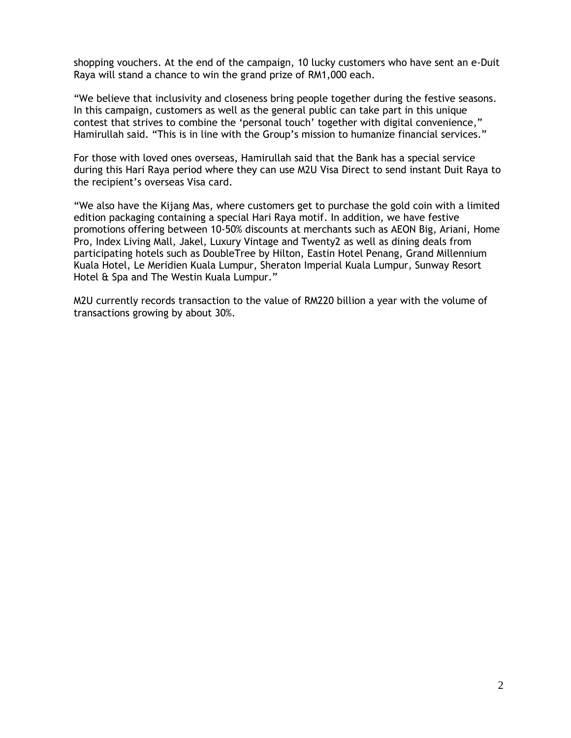shopping vouchers. At the end of the campaign, 10 lucky customers who have sent an e-Duit Raya will stand a chance to win the grand prize of RM1,000 each.

"We believe that inclusivity and closeness bring people together during the festive seasons. In this campaign, customers as well as the general public can take part in this unique contest that strives to combine the 'personal touch' together with digital convenience," Hamirullah said. "This is in line with the Group's mission to humanize financial services."

For those with loved ones overseas, Hamirullah said that the Bank has a special service during this Hari Raya period where they can use M2U Visa Direct to send instant Duit Raya to the recipient's overseas Visa card.

"We also have the Kijang Mas, where customers get to purchase the gold coin with a limited edition packaging containing a special Hari Raya motif. In addition, we have festive promotions offering between 10-50% discounts at merchants such as AEON Big, Ariani, Home Pro, Index Living Mall, Jakel, Luxury Vintage and Twenty2 as well as dining deals from participating hotels such as DoubleTree by Hilton, Eastin Hotel Penang, Grand Millennium Kuala Hotel, Le Meridien Kuala Lumpur, Sheraton Imperial Kuala Lumpur, Sunway Resort Hotel & Spa and The Westin Kuala Lumpur."

M2U currently records transaction to the value of RM220 billion a year with the volume of transactions growing by about 30%.